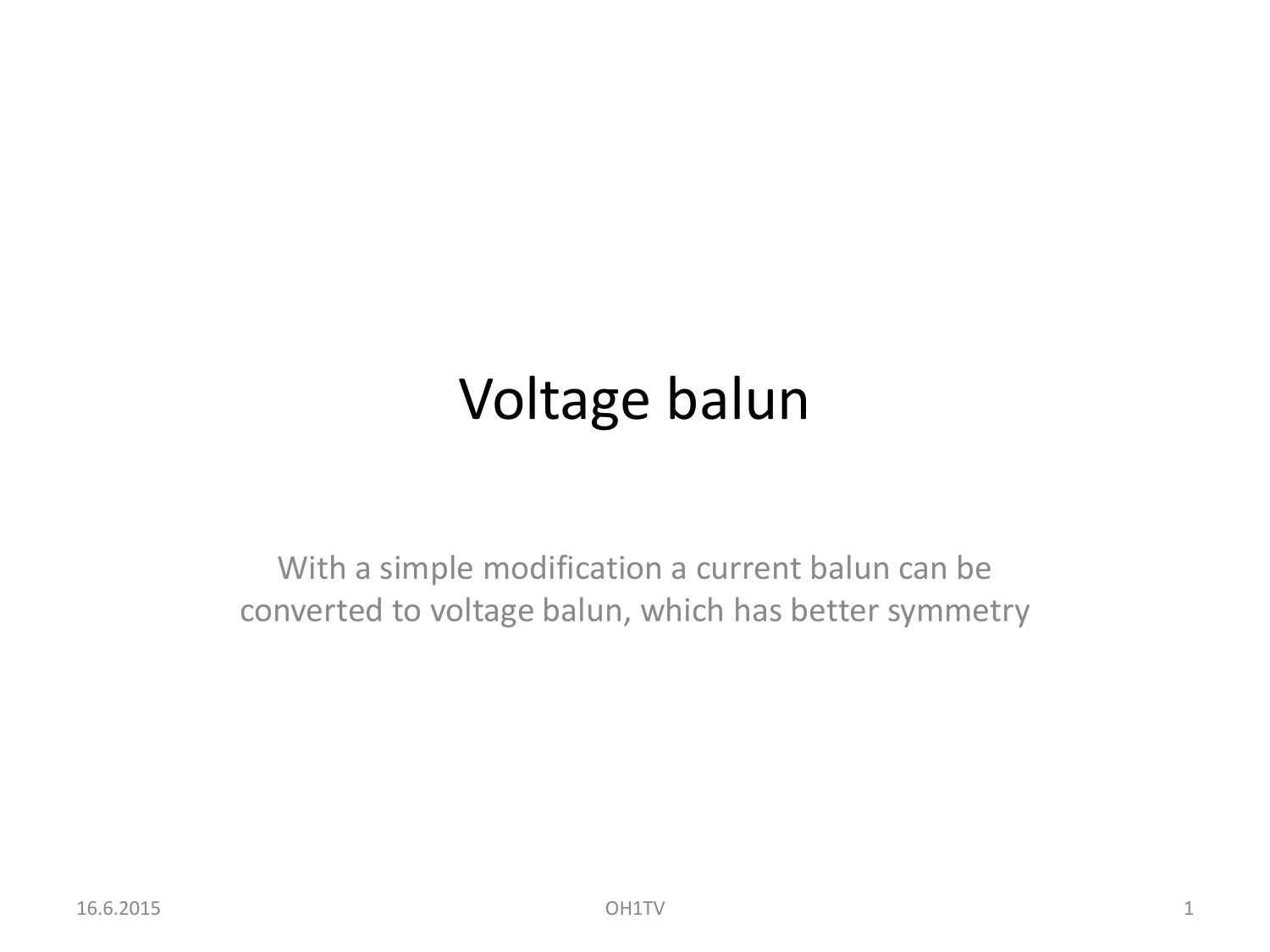# Voltage balun

With a simple modification a current balun can be converted to voltage balun, which has better symmetry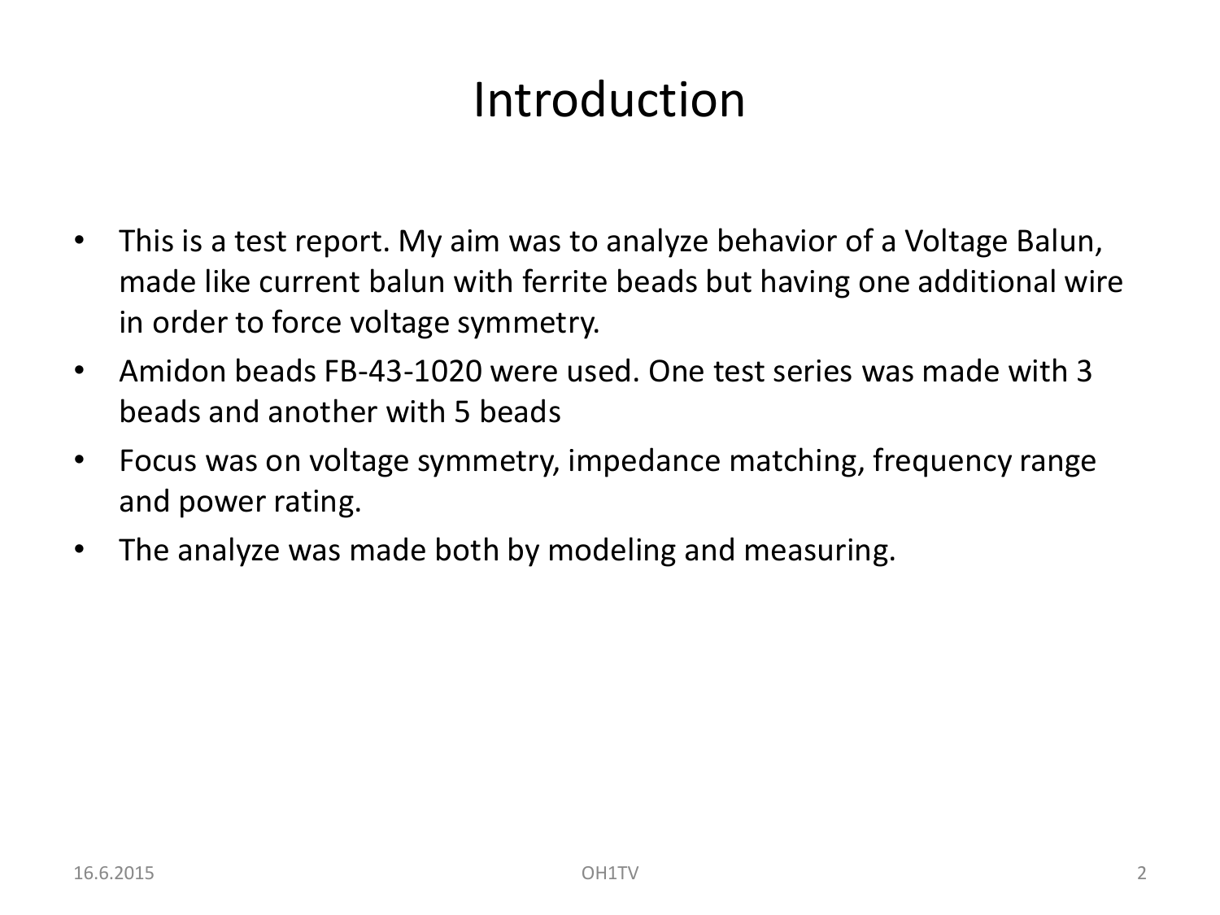# Introduction

- This is a test report. My aim was to analyze behavior of a Voltage Balun, made like current balun with ferrite beads but having one additional wire in order to force voltage symmetry.
- Amidon beads FB-43-1020 were used. One test series was made with 3 beads and another with 5 beads
- Focus was on voltage symmetry, impedance matching, frequency range and power rating.
- The analyze was made both by modeling and measuring.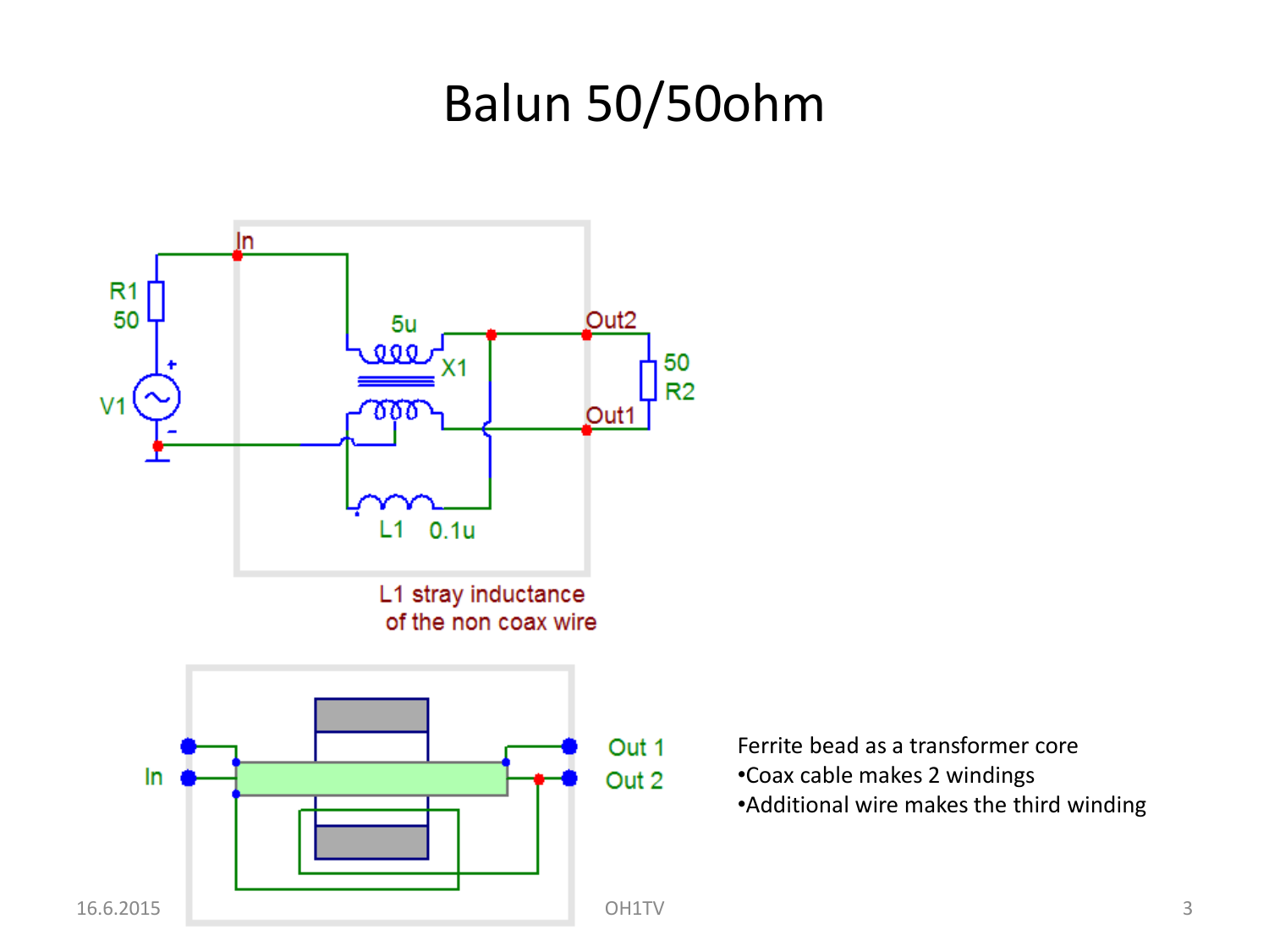# Balun 50/50ohm

L1 stray inductance of the non coax wire

Ferrite bead as a transformer core

- Coax cable makes 2 windings
- Additional wire makes the third winding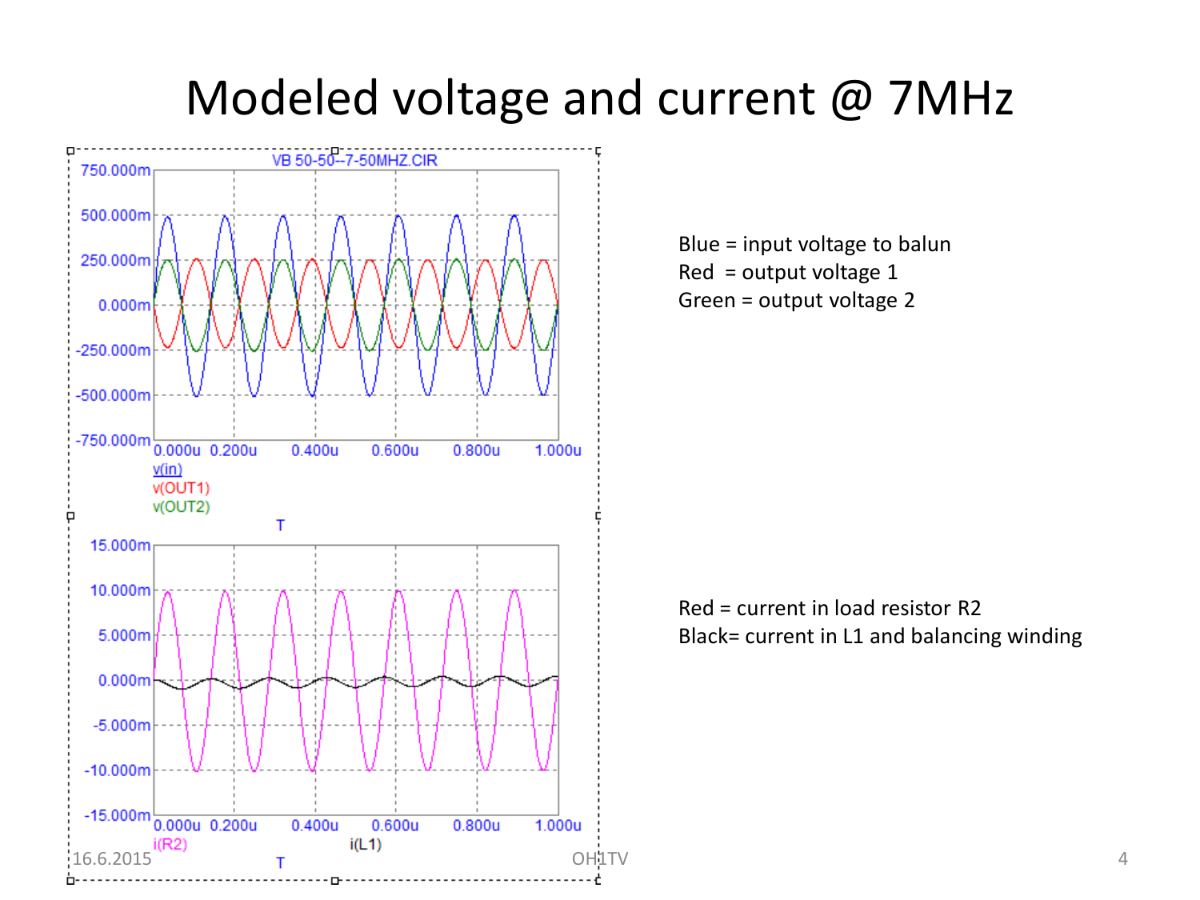# Modeled voltage and current @ 7MHz

Blue = input voltage to balun
Red = output voltage 1
Green = output voltage 2

Red = current in load resistor R2
Black= current in L1 and balancing winding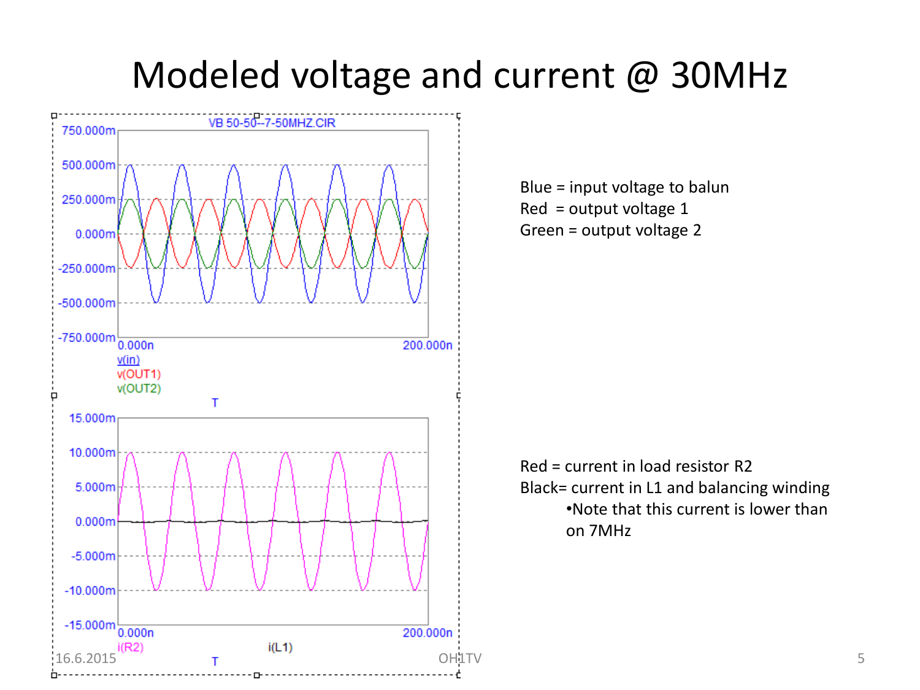# Modeled voltage and current @ 30MHz

VB 50-50--7-50MHZ.CIR

750.000m
500.000m
250.000m
0.000m
-250.000m
-500.000m
-750.000m

0.000n 200.000n

v(in)
v(OUT1)
v(OUT2)

T

15.000m
10.000m
5.000m
0.000m
-5.000m
-10.000m
-15.000m

0.000n 200.000n

i(R2) i(L1)

T

Blue = input voltage to balun
Red = output voltage 1
Green = output voltage 2

Red = current in load resistor R2
Black= current in L1 and balancing winding

- Note that this current is lower than on 7MHz

16.6.2015 OH1TV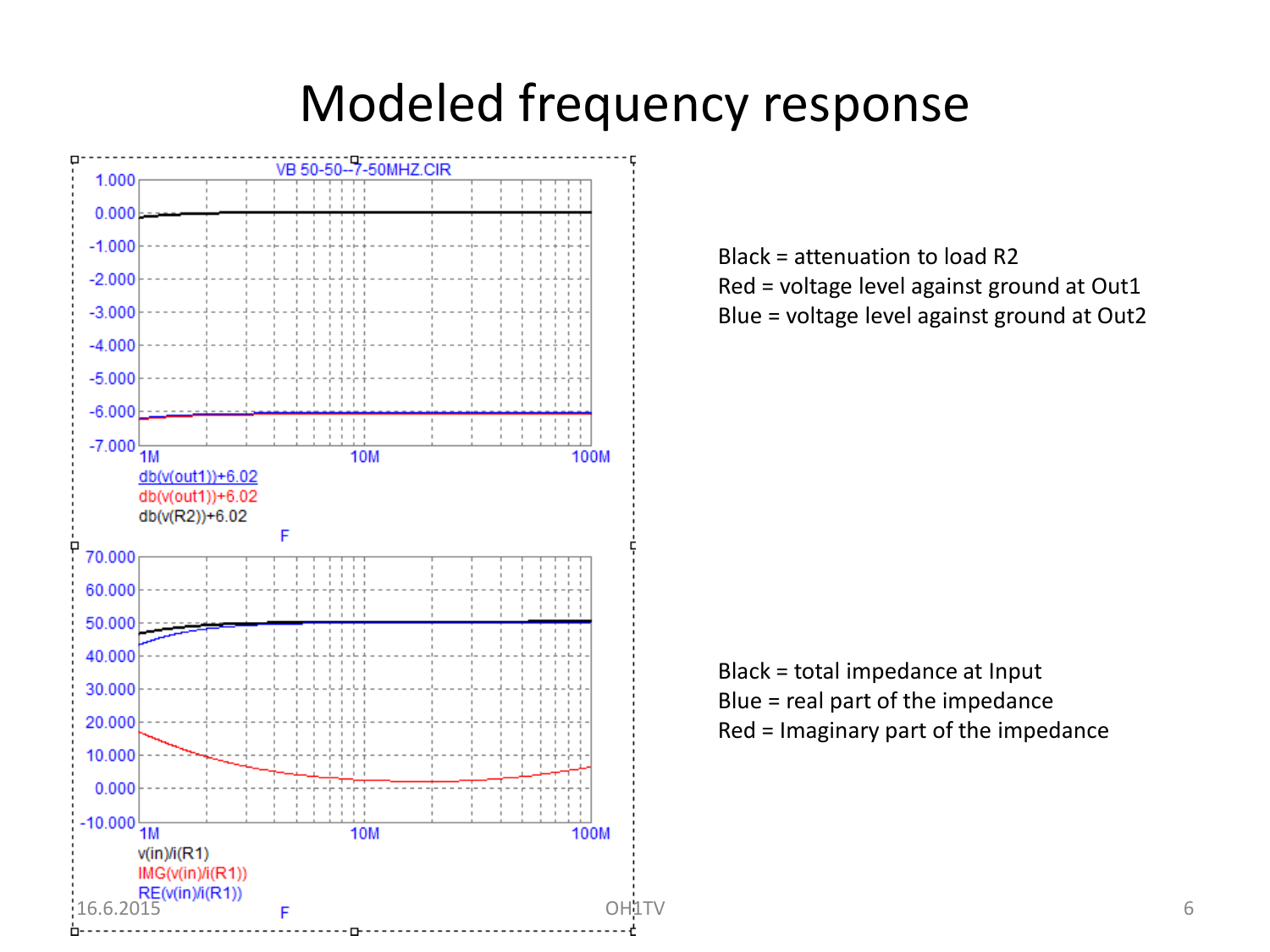# Modeled frequency response

VB 50-50--7-50MHZ.CIR

db(v(out1))+6.02
db(v(out1))+6.02
db(v(R2))+6.02

F

v(in)/i(R1)
IMG(v(in)/i(R1))
RE(v(in)/i(R1))

F

Black = attenuation to load R2
Red = voltage level against ground at Out1
Blue = voltage level against ground at Out2

Black = total impedance at Input
Blue = real part of the impedance
Red = Imaginary part of the impedance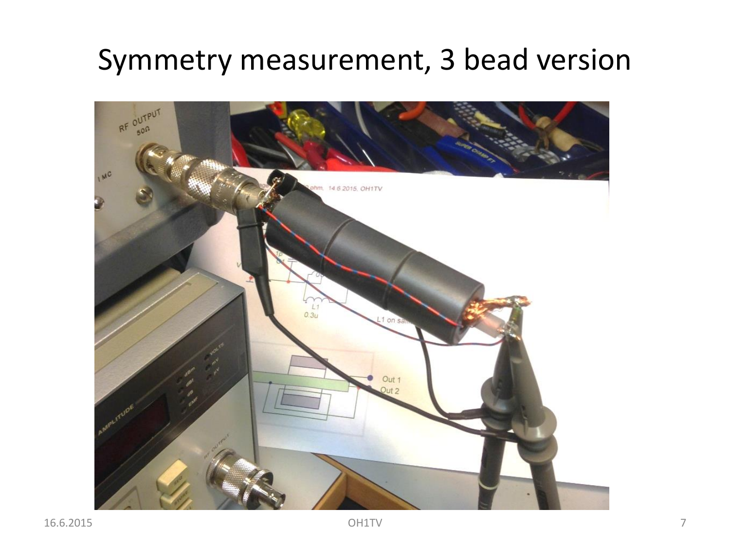# Symmetry measurement, 3 bead version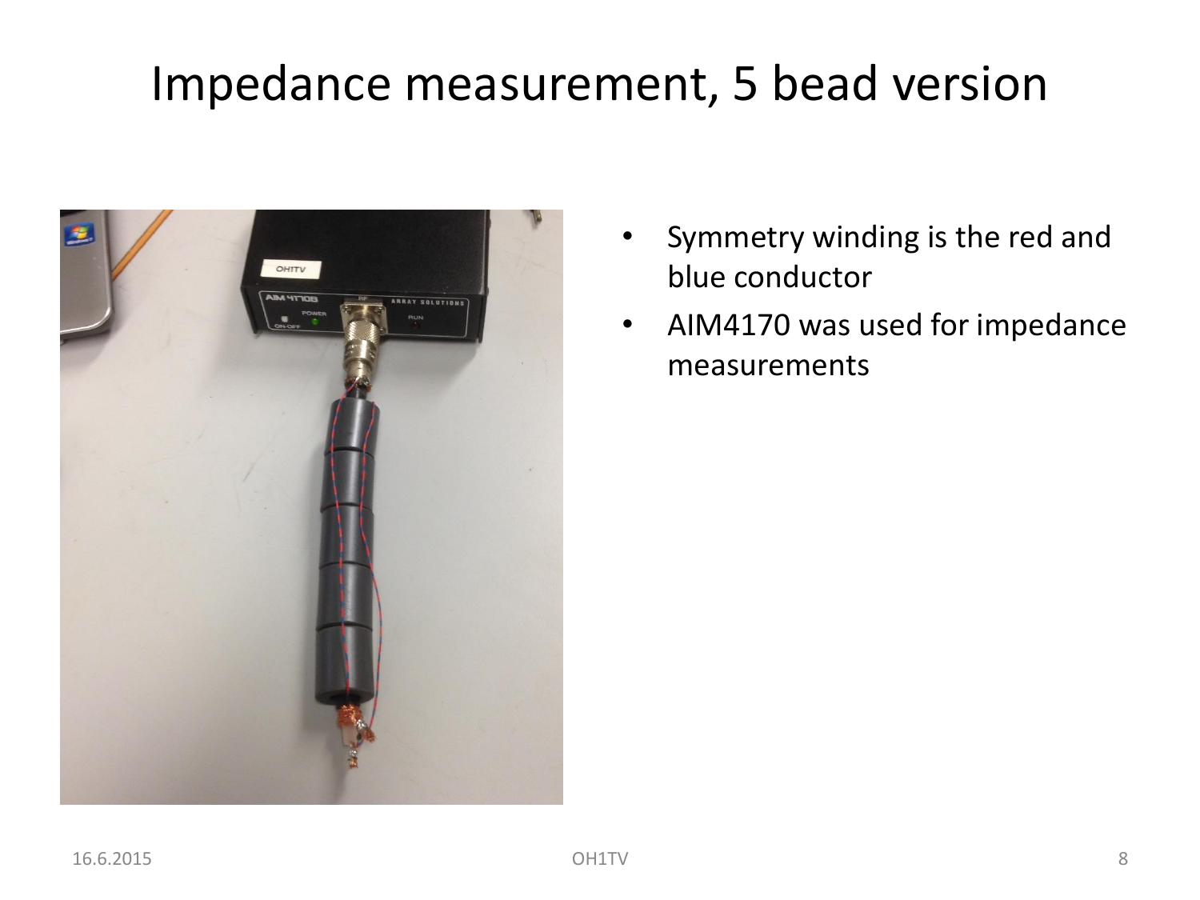# Impedance measurement, 5 bead version

- Symmetry winding is the red and blue conductor
- AIM4170 was used for impedance measurements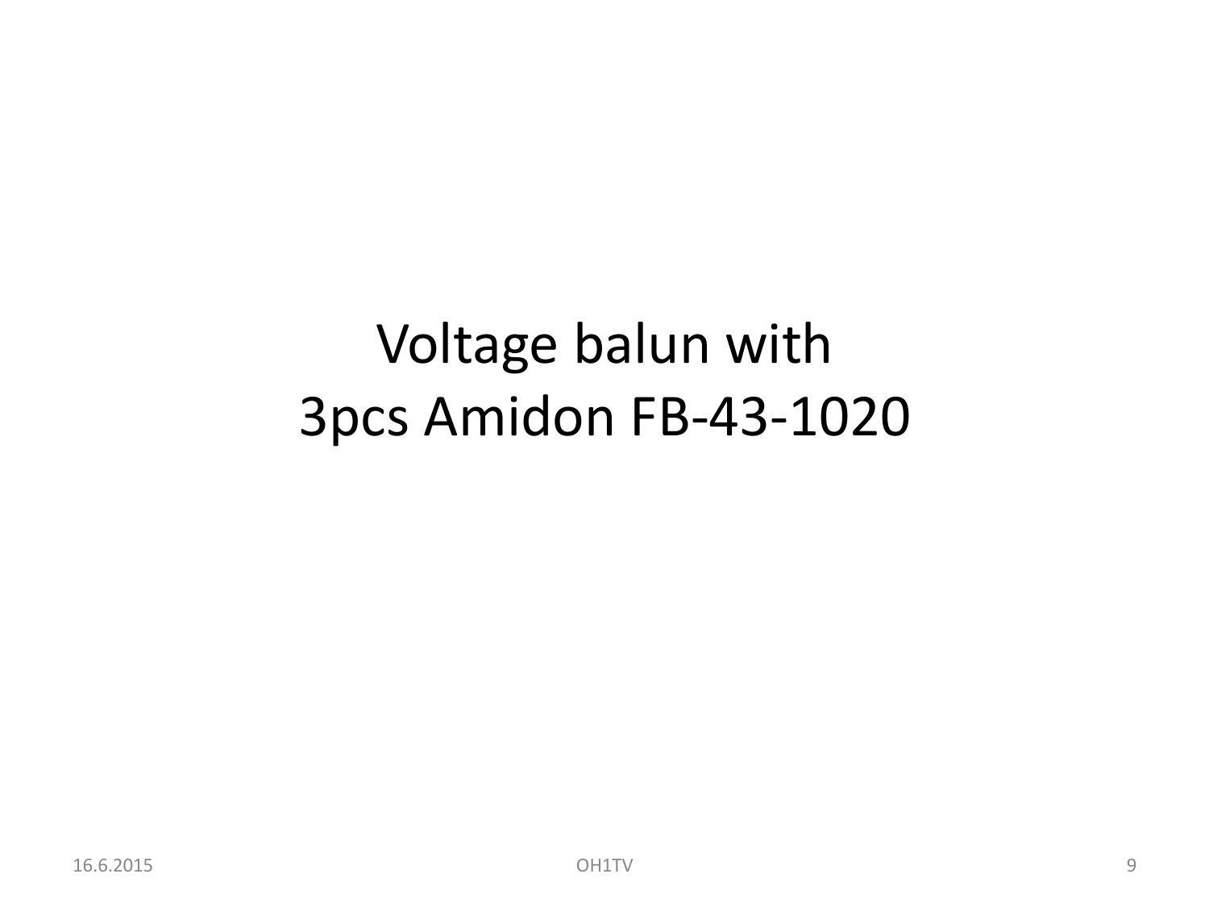# Voltage balun with 3pcs Amidon FB-43-1020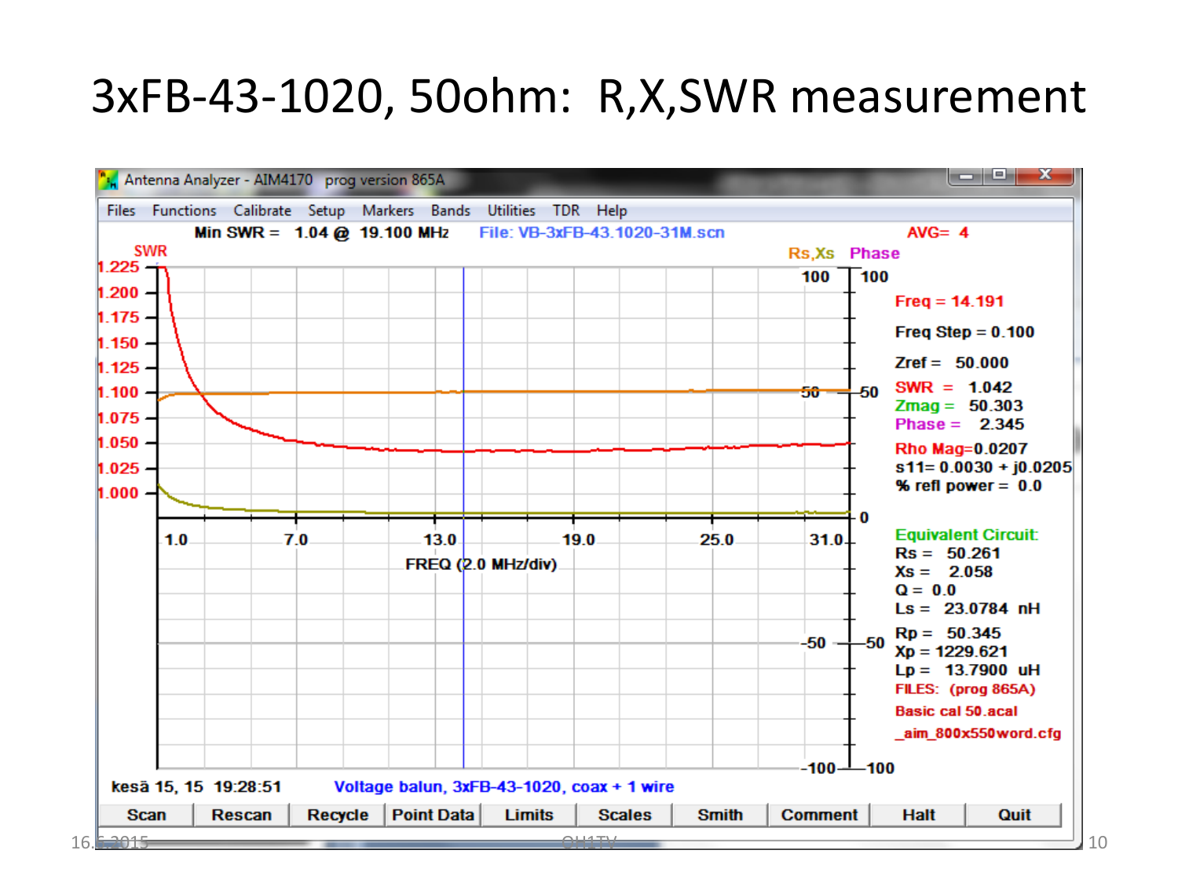# 3xFB-43-1020, 50ohm: R,X,SWR measurement

Antenna Analyzer - AIM4170 prog version 865A

Files Functions Calibrate Setup Markers Bands Utilities TDR Help

Min SWR = 1.04 @ 19.100 MHz File: VB-3xFB-43.1020-31M.scn AVG= 4

SWR Rs,Xs Phase

Freq = 14.191

Freq Step = 0.100

Zref = 50.000

SWR = 1.042

Zmag = 50.303

Phase = 2.345

Rho Mag=0.0207

s11= 0.0030 + j0.0205

% refl power = 0.0

Equivalent Circuit:

Rs = 50.261

Xs = 2.058

Q = 0.0

Ls = 23.0784 nH

Rp = 50.345

Xp = 1229.621

Lp = 13.7900 uH

FILES: (prog 865A)

Basic cal 50.acal

_aim_800x550word.cfg

FREQ (2.0 MHz/div)

kesä 15, 15 19:28:51 Voltage balun, 3xFB-43-1020, coax + 1 wire

Scan Rescan Recycle Point Data Limits Scales Smith Comment Halt Quit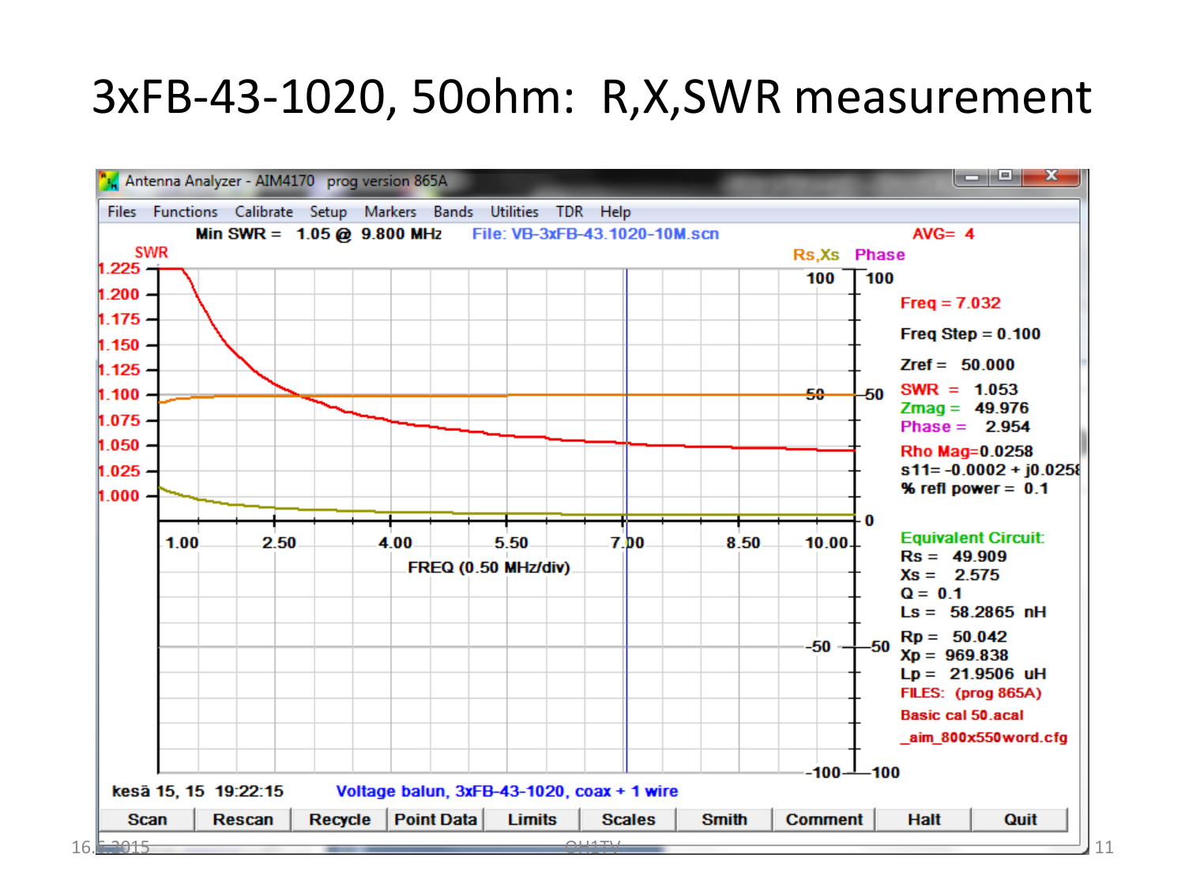# 3xFB-43-1020, 50ohm: R,X,SWR measurement

Antenna Analyzer - AIM4170 prog version 865A

Files Functions Calibrate Setup Markers Bands Utilities TDR Help

Min SWR = 1.05 @ 9.800 MHz File: VB-3xFB-43.1020-10M.scn AVG= 4

SWR | Rs,Xs | Phase

Freq = 7.032
Freq Step = 0.100
Zref = 50.000
SWR = 1.053
Zmag = 49.976
Phase = 2.954
Rho Mag=0.0258
s11= -0.0002 + j0.0258
% refl power = 0.1

Equivalent Circuit:
Rs = 49.909
Xs = 2.575
Q = 0.1
Ls = 58.2865 nH
Rp = 50.042
Xp = 969.838
Lp = 21.9506 uH
FILES: (prog 865A)
Basic cal 50.acal
_aim_800x550word.cfg

FREQ (0.50 MHz/div)

kesä 15, 15 19:22:15 Voltage balun, 3xFB-43-1020, coax + 1 wire

Scan | Rescan | Recycle | Point Data | Limits | Scales | Smith | Comment | Halt | Quit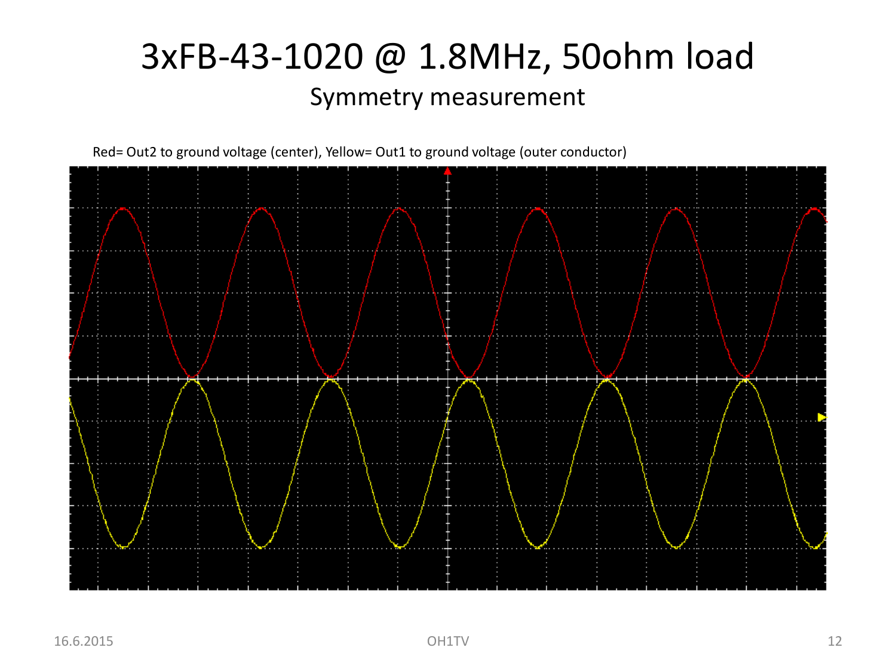# 3xFB-43-1020 @ 1.8MHz, 50ohm load

## Symmetry measurement

Red= Out2 to ground voltage (center), Yellow= Out1 to ground voltage (outer conductor)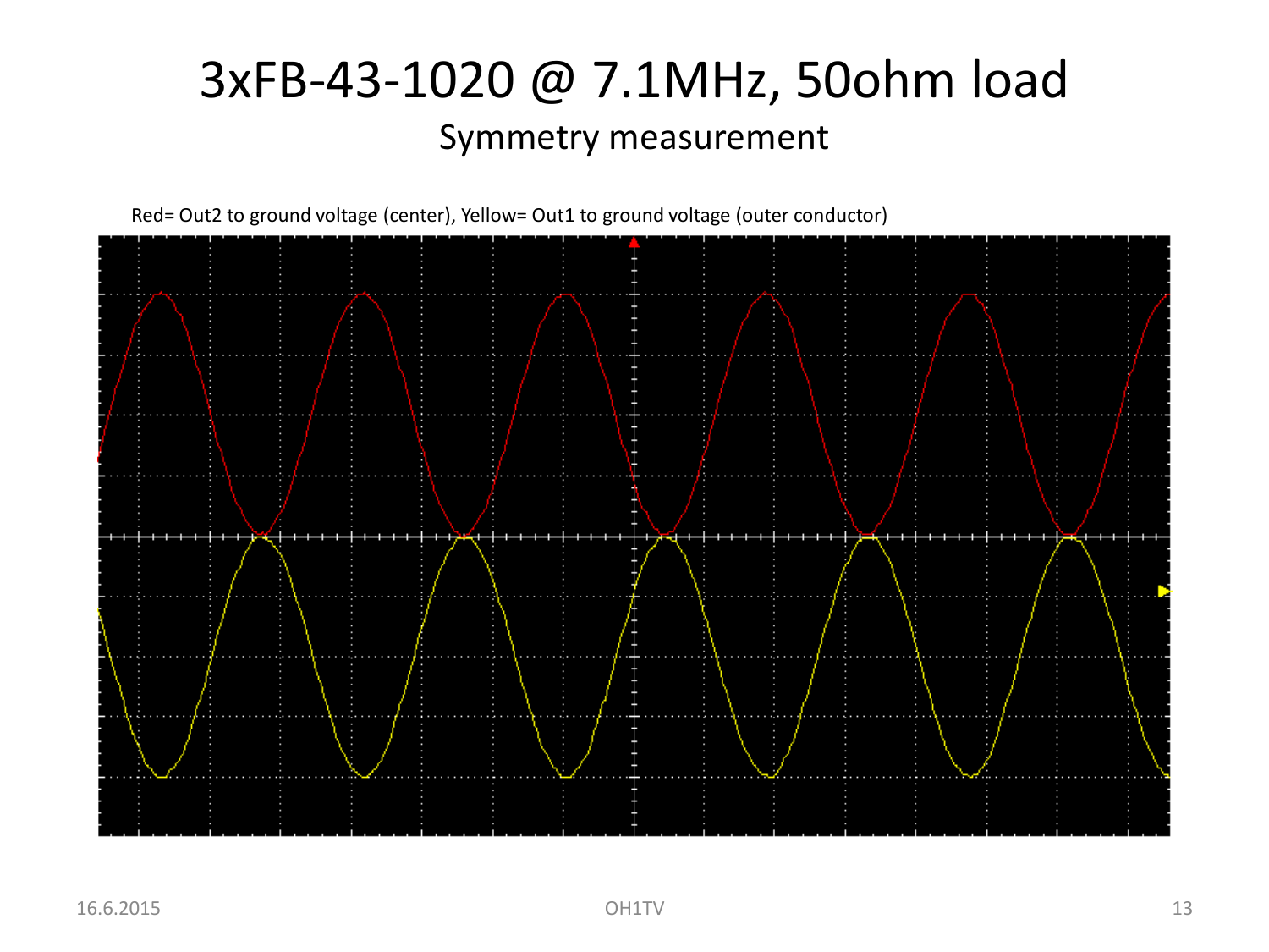# 3xFB-43-1020 @ 7.1MHz, 50ohm load

## Symmetry measurement

Red= Out2 to ground voltage (center), Yellow= Out1 to ground voltage (outer conductor)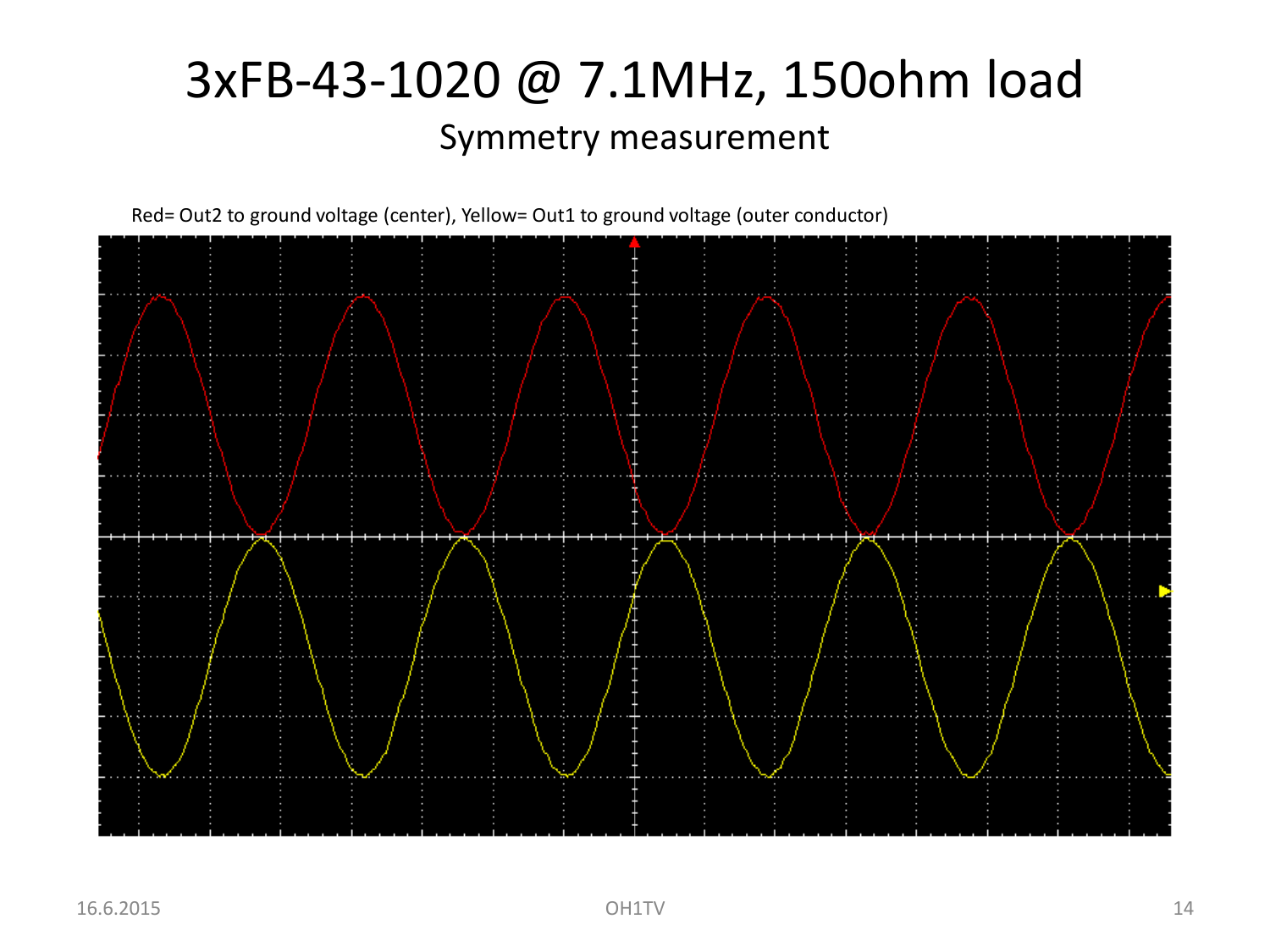# 3xFB-43-1020 @ 7.1MHz, 150ohm load

## Symmetry measurement

Red= Out2 to ground voltage (center), Yellow= Out1 to ground voltage (outer conductor)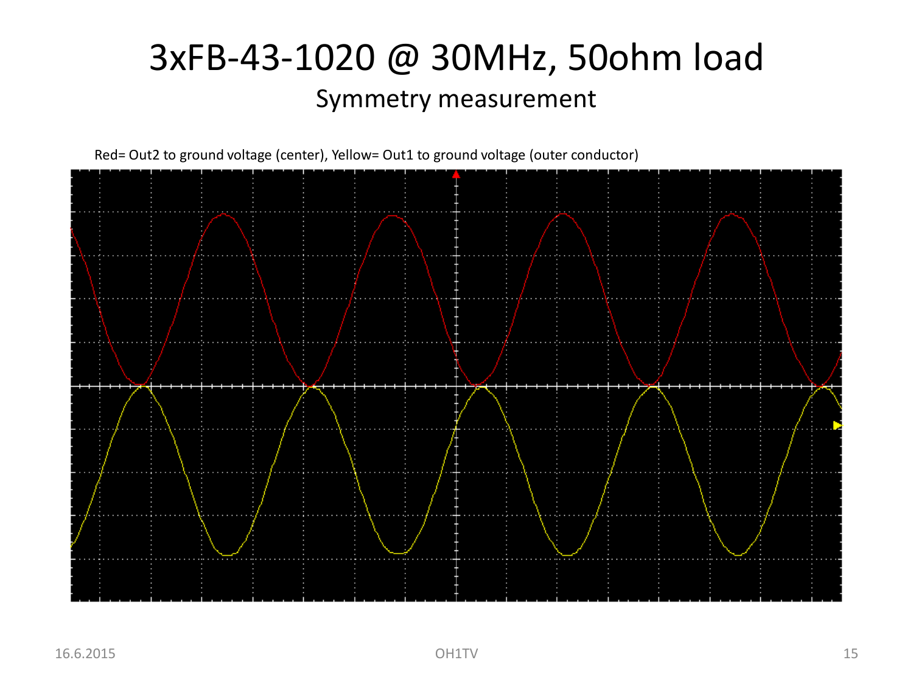# 3xFB-43-1020 @ 30MHz, 50ohm load

## Symmetry measurement

Red= Out2 to ground voltage (center), Yellow= Out1 to ground voltage (outer conductor)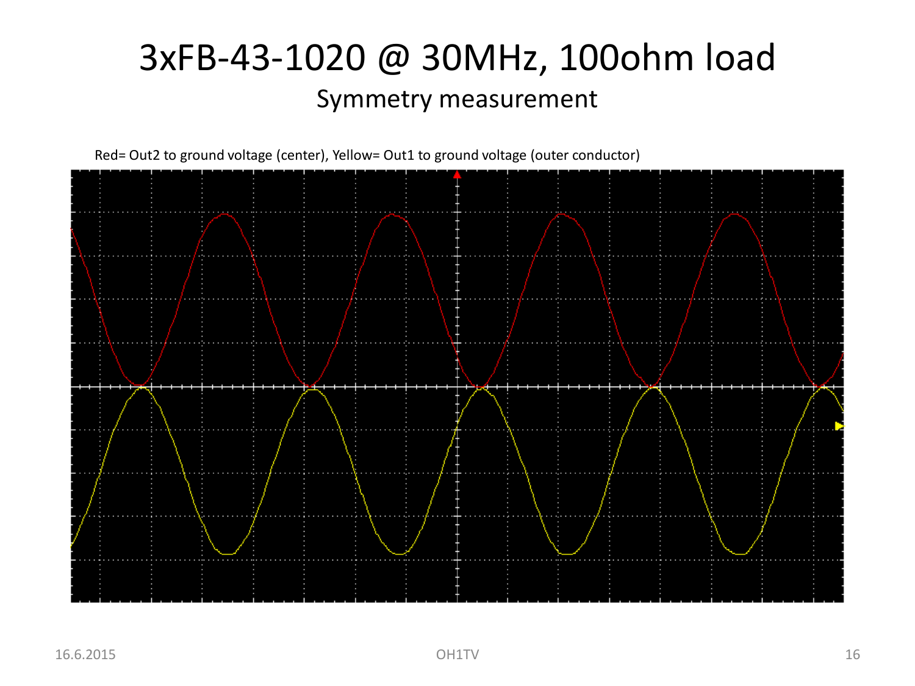# 3xFB-43-1020 @ 30MHz, 100ohm load

## Symmetry measurement

Red= Out2 to ground voltage (center), Yellow= Out1 to ground voltage (outer conductor)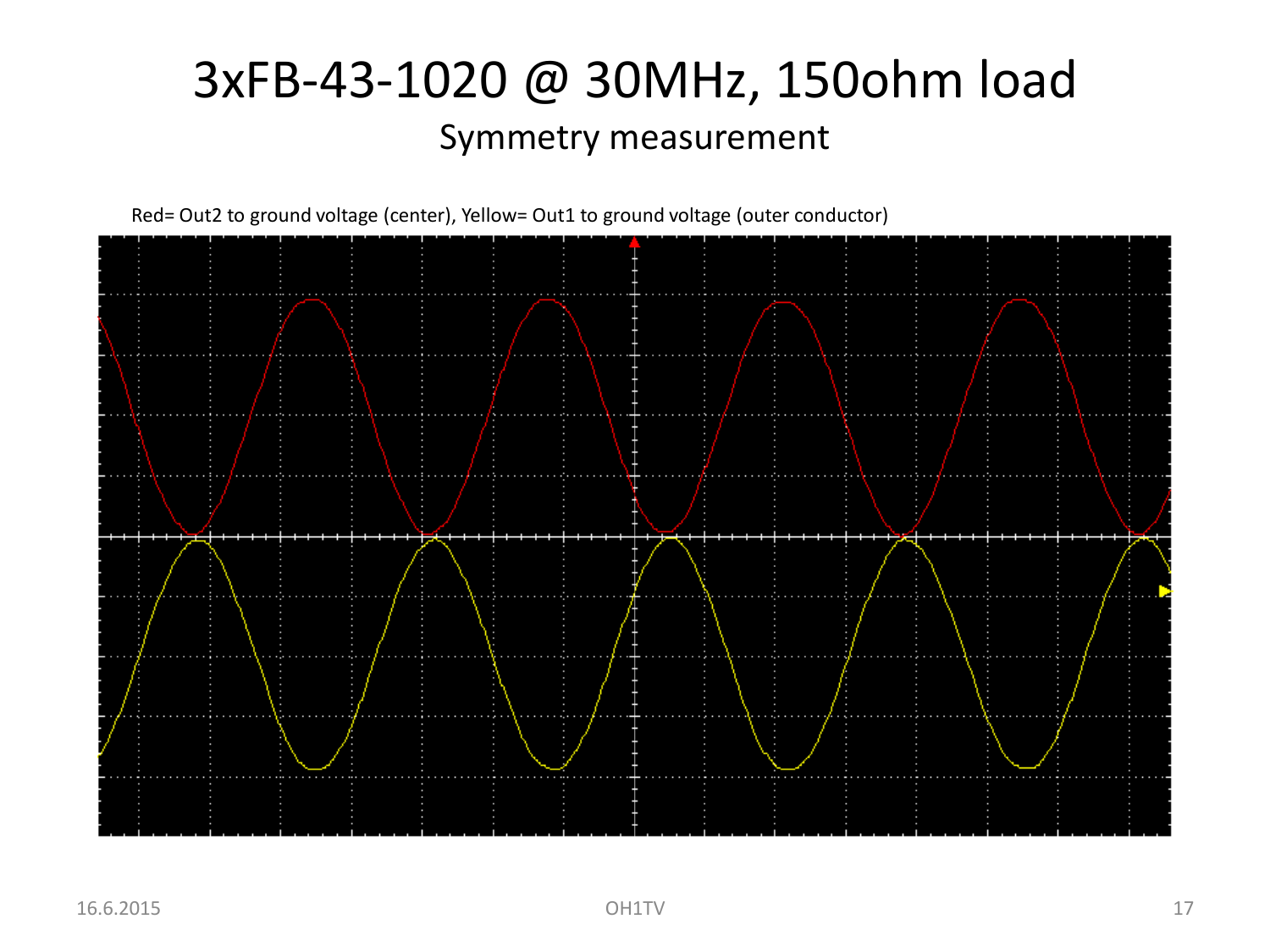# 3xFB-43-1020 @ 30MHz, 150ohm load

## Symmetry measurement

Red= Out2 to ground voltage (center), Yellow= Out1 to ground voltage (outer conductor)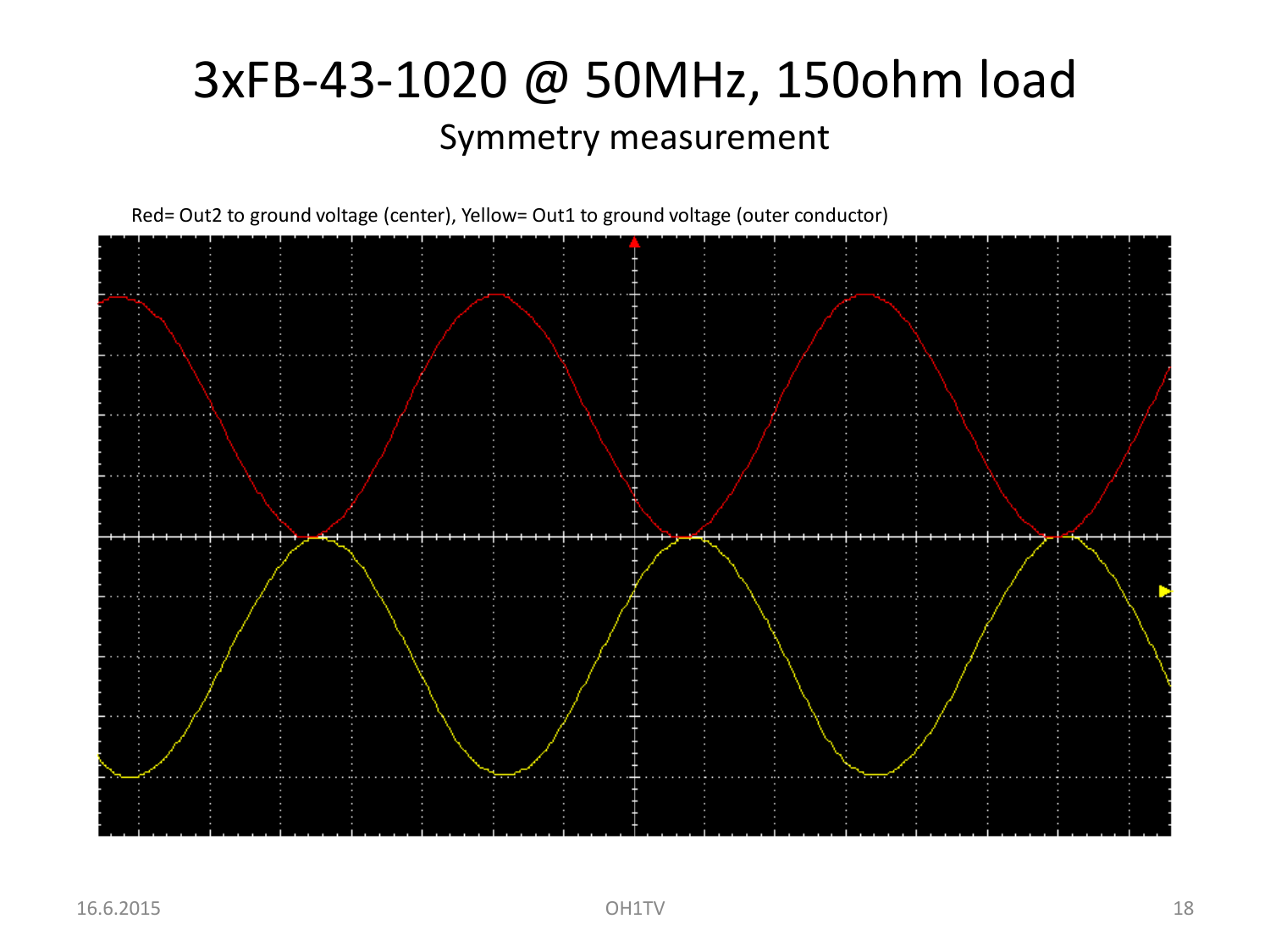# 3xFB-43-1020 @ 50MHz, 150ohm load

## Symmetry measurement

Red= Out2 to ground voltage (center), Yellow= Out1 to ground voltage (outer conductor)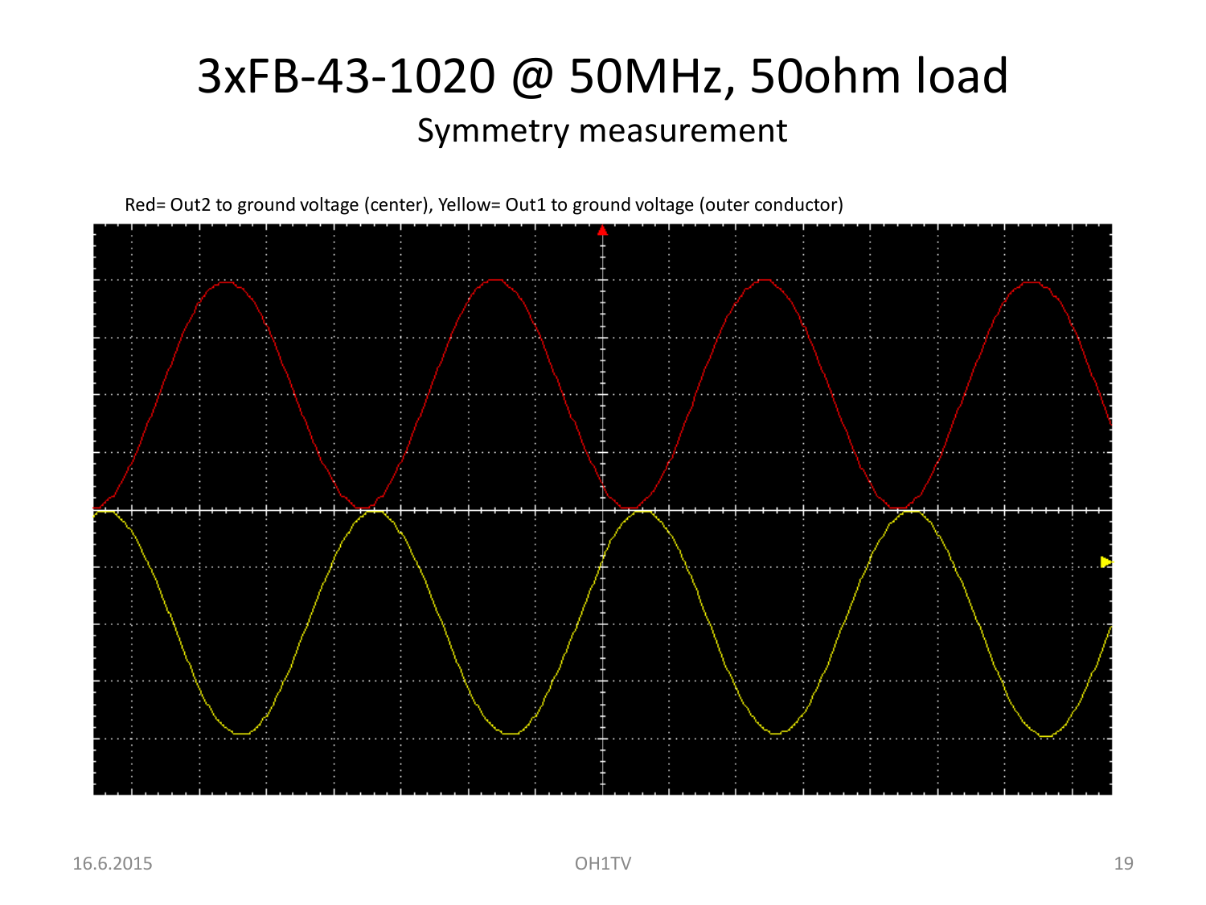# 3xFB-43-1020 @ 50MHz, 50ohm load

## Symmetry measurement

Red= Out2 to ground voltage (center), Yellow= Out1 to ground voltage (outer conductor)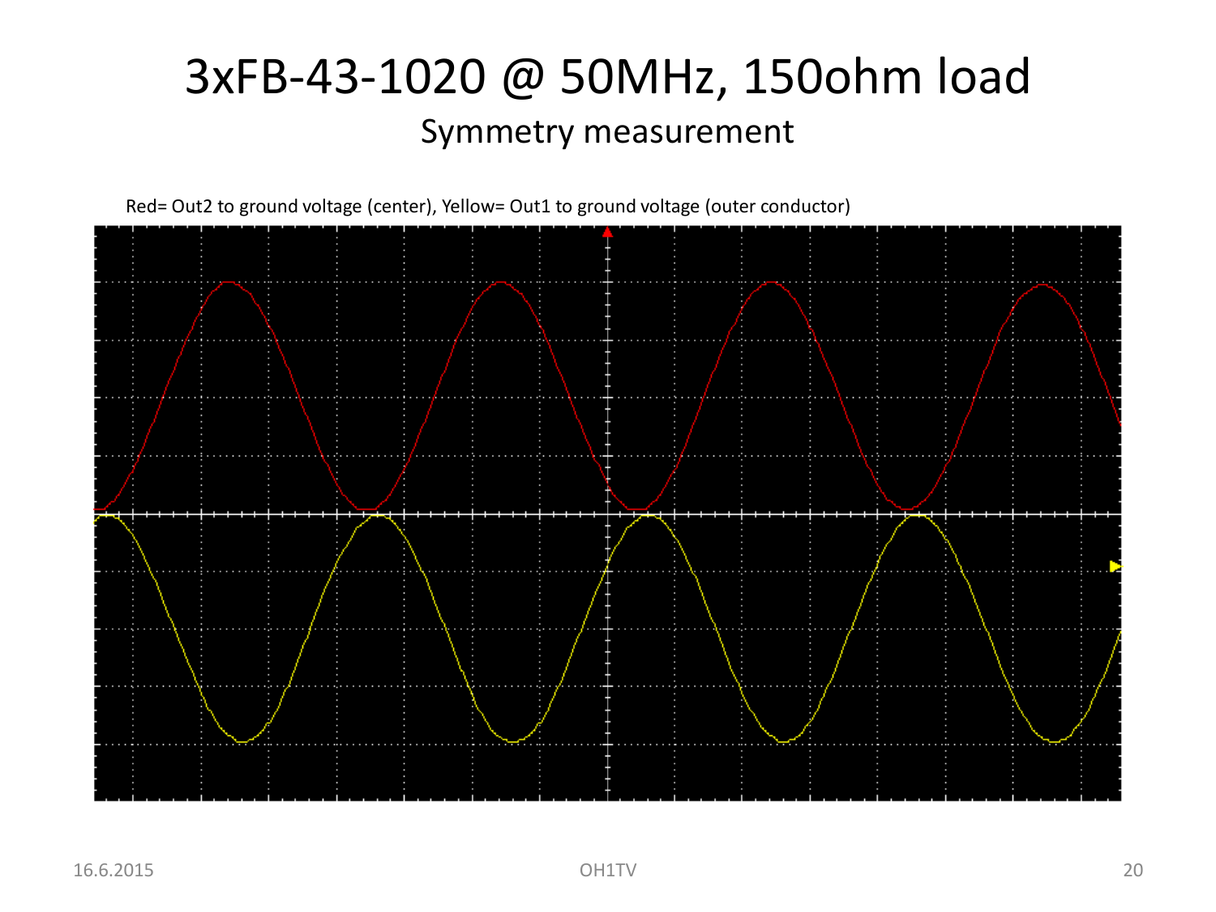# 3xFB-43-1020 @ 50MHz, 150ohm load

## Symmetry measurement

Red= Out2 to ground voltage (center), Yellow= Out1 to ground voltage (outer conductor)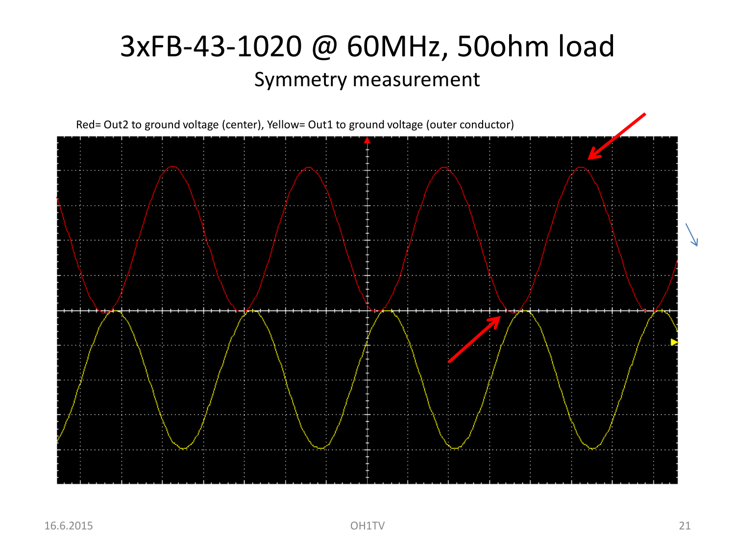# 3xFB-43-1020 @ 60MHz, 50ohm load

## Symmetry measurement

Red= Out2 to ground voltage (center), Yellow= Out1 to ground voltage (outer conductor)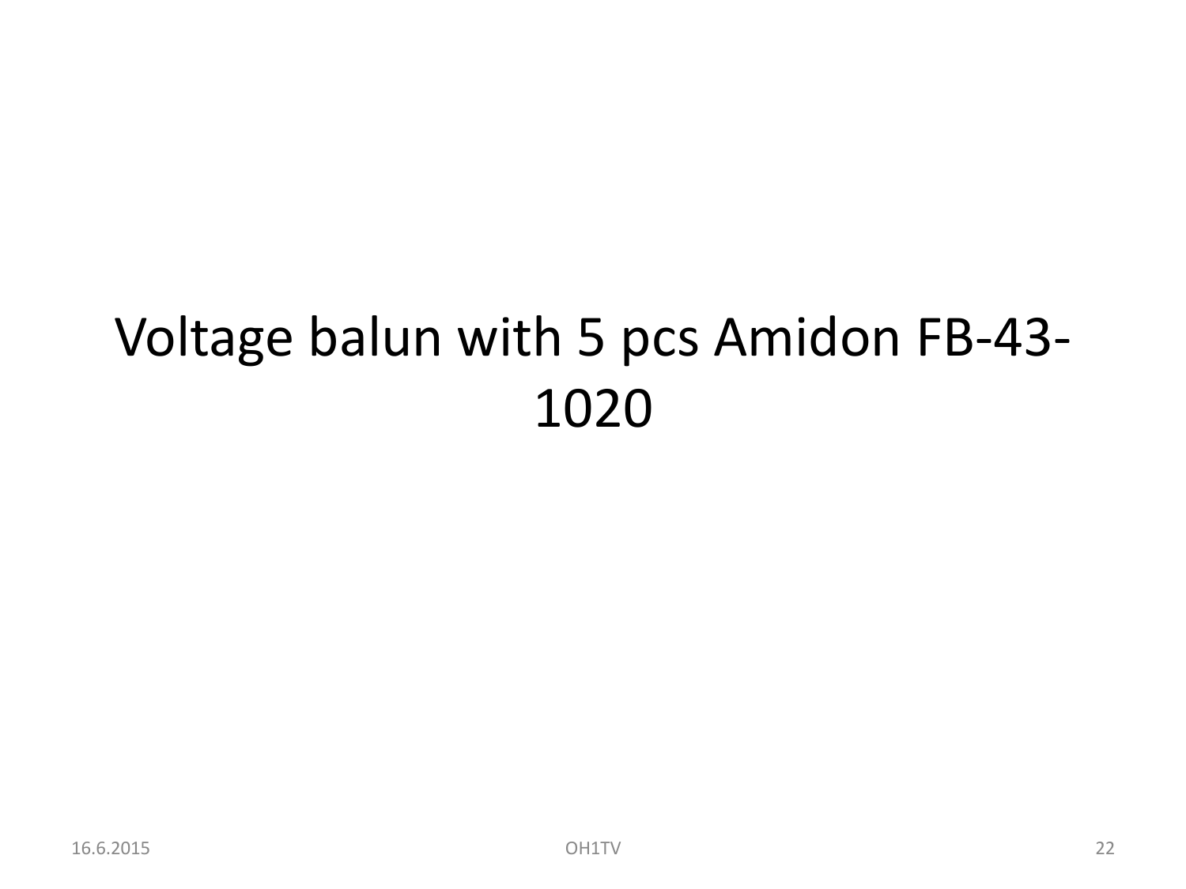# Voltage balun with 5 pcs Amidon FB-43-1020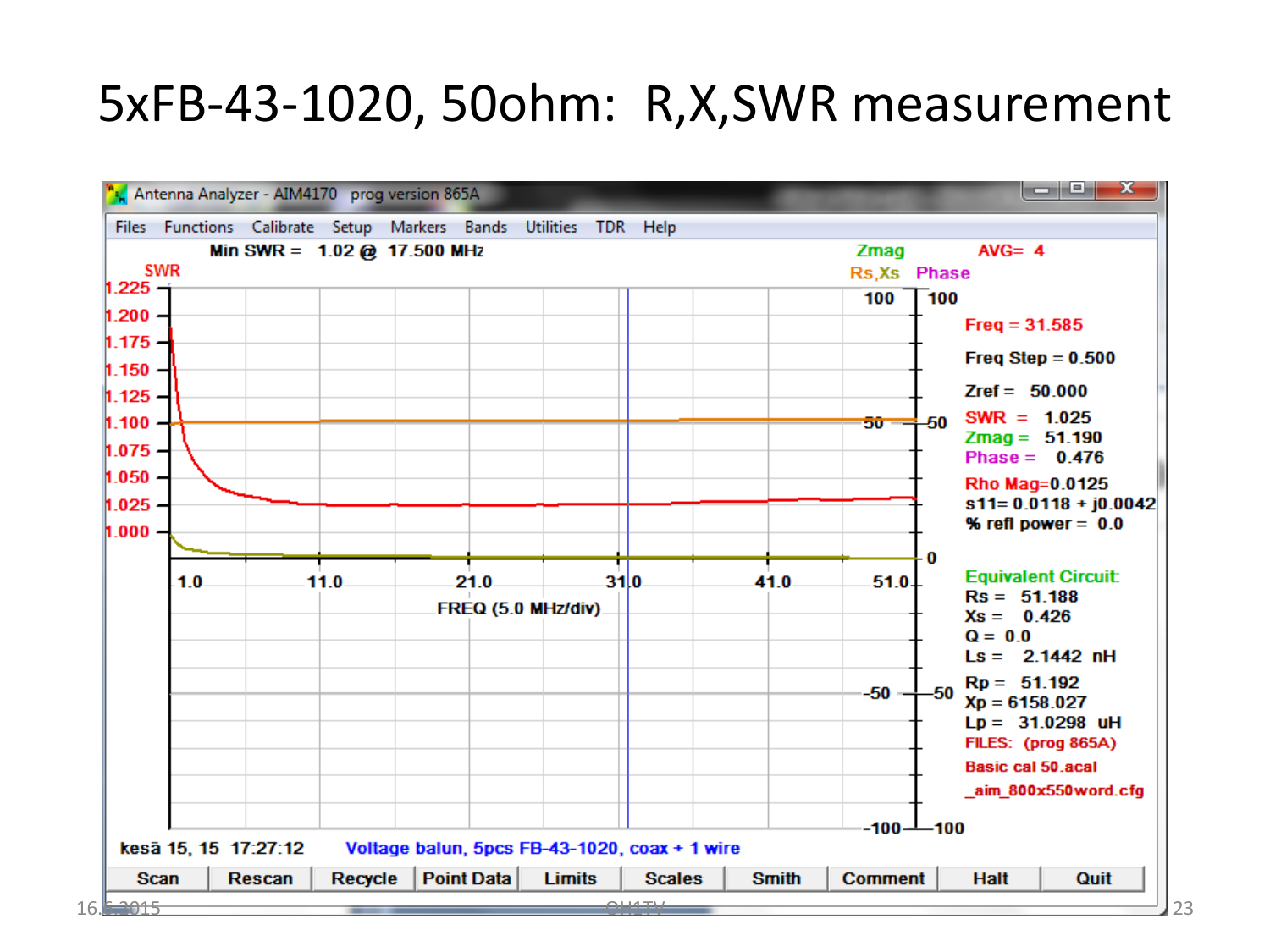# 5xFB-43-1020, 50ohm: R,X,SWR measurement

Antenna Analyzer - AIM4170 prog version 865A

Files Functions Calibrate Setup Markers Bands Utilities TDR Help

Min SWR = 1.02 @ 17.500 MHz

Zmag AVG= 4

Rs,Xs Phase

SWR

Freq = 31.585

Freq Step = 0.500

Zref = 50.000

SWR = 1.025

Zmag = 51.190

Phase = 0.476

Rho Mag=0.0125

s11= 0.0118 + j0.0042

% refl power = 0.0

Equivalent Circuit:

Rs = 51.188

Xs = 0.426

Q = 0.0

Ls = 2.1442 nH

Rp = 51.192

Xp = 6158.027

Lp = 31.0298 uH

FILES: (prog 865A)

Basic cal 50.acal

_aim_800x550word.cfg

FREQ (5.0 MHz/div)

kesä 15, 15 17:27:12 Voltage balun, 5pcs FB-43-1020, coax + 1 wire

Scan Rescan Recycle Point Data Limits Scales Smith Comment Halt Quit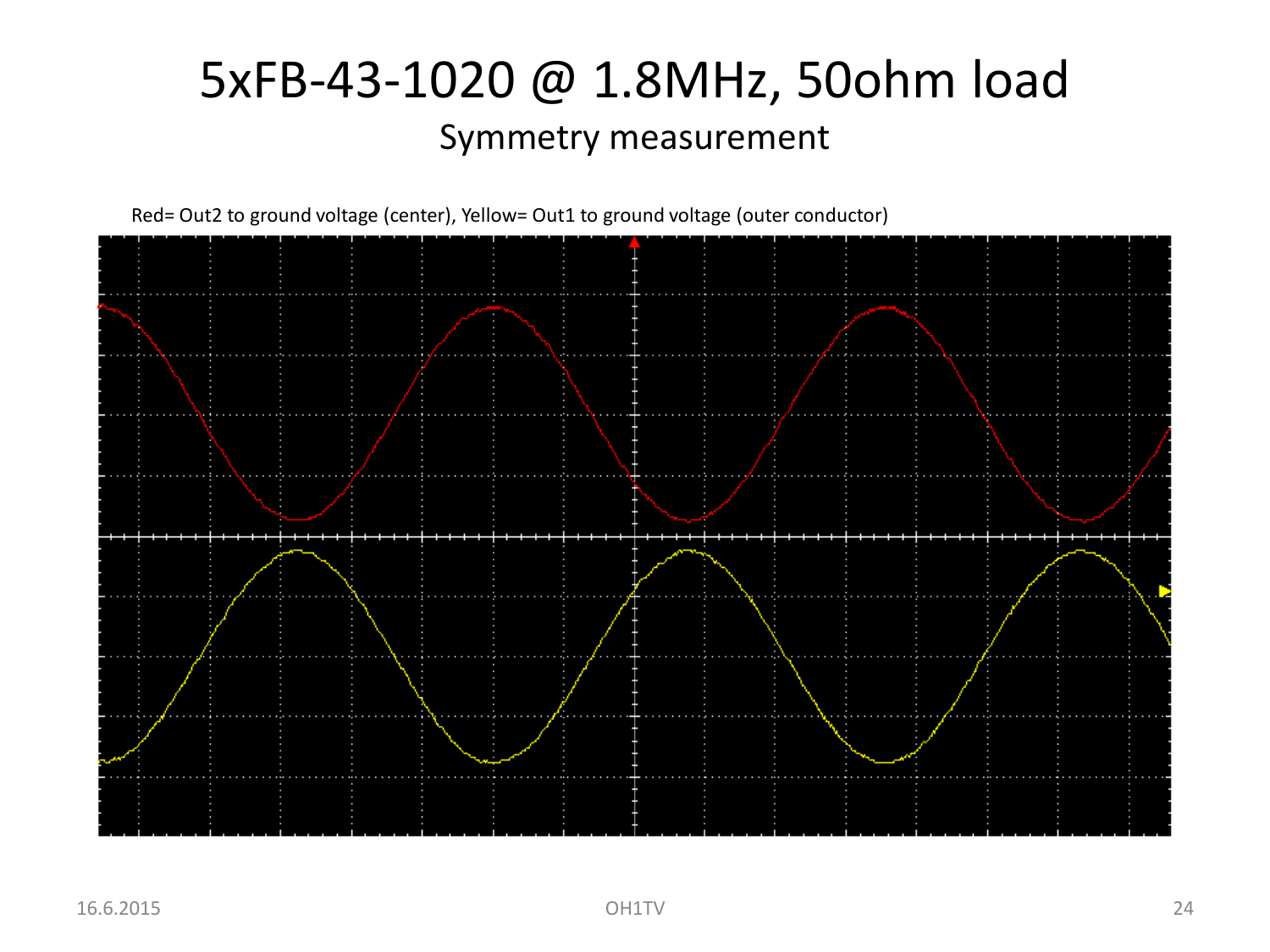# 5xFB-43-1020 @ 1.8MHz, 50ohm load

## Symmetry measurement

Red= Out2 to ground voltage (center), Yellow= Out1 to ground voltage (outer conductor)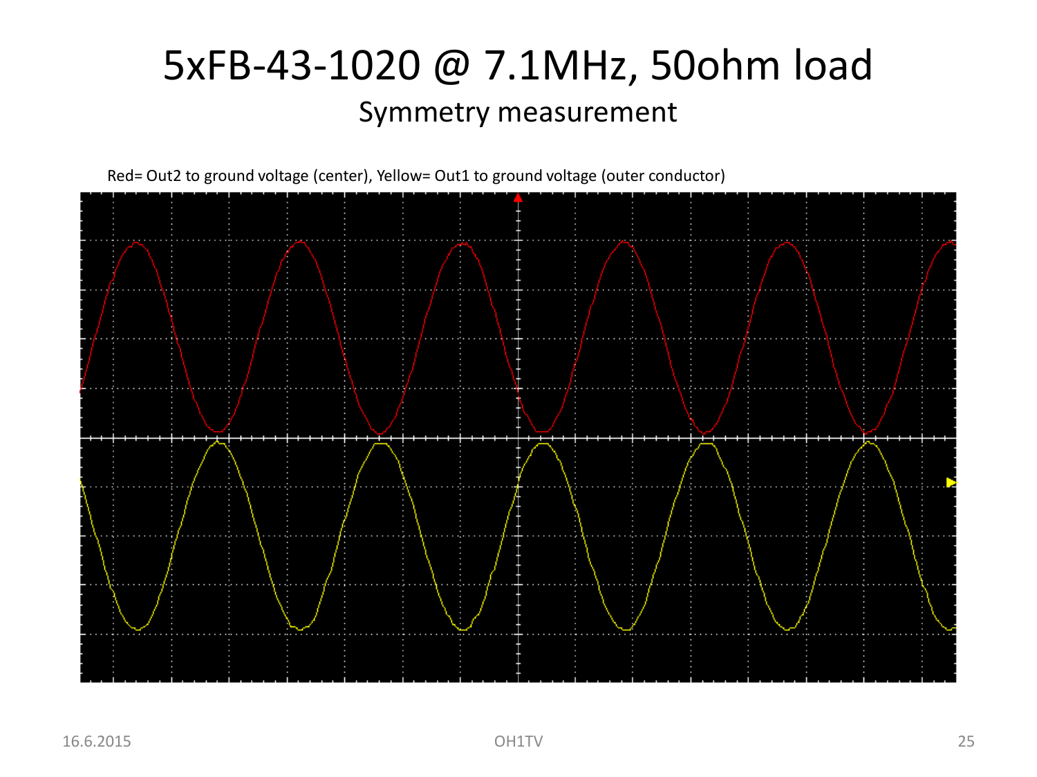# 5xFB-43-1020 @ 7.1MHz, 50ohm load

## Symmetry measurement

Red= Out2 to ground voltage (center), Yellow= Out1 to ground voltage (outer conductor)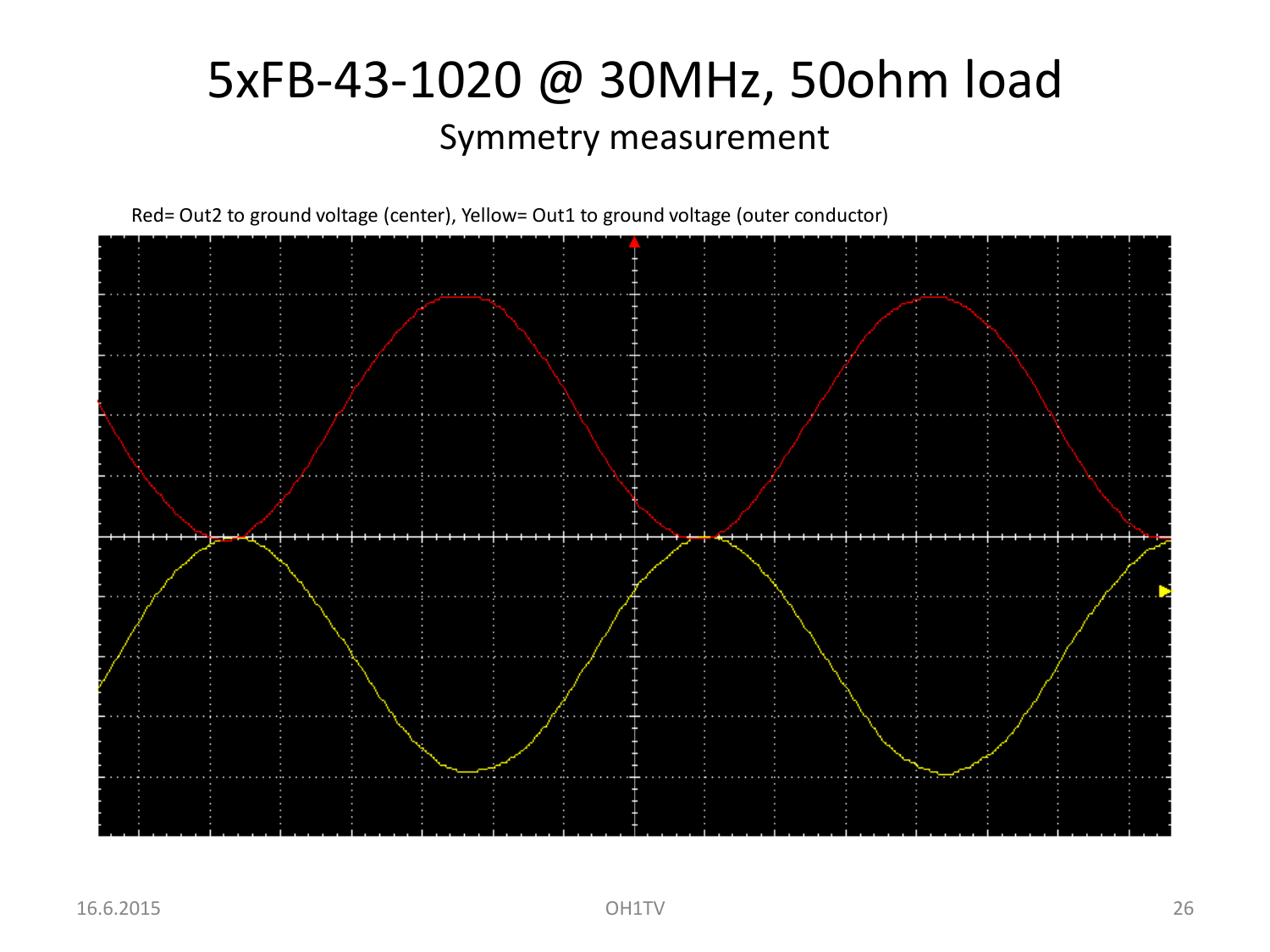# 5xFB-43-1020 @ 30MHz, 50ohm load

## Symmetry measurement

Red= Out2 to ground voltage (center), Yellow= Out1 to ground voltage (outer conductor)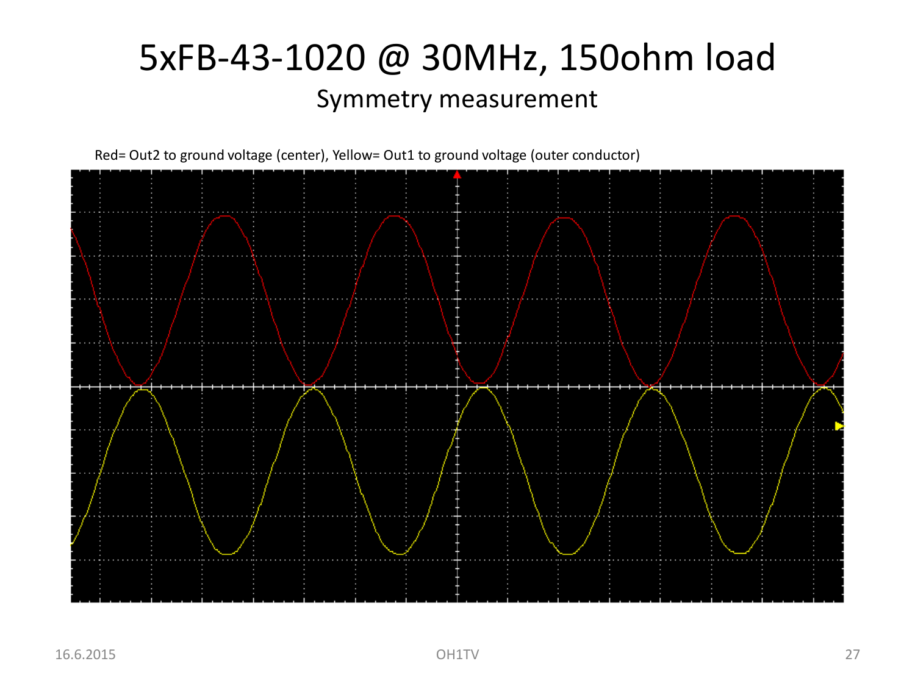# 5xFB-43-1020 @ 30MHz, 150ohm load

## Symmetry measurement

Red= Out2 to ground voltage (center), Yellow= Out1 to ground voltage (outer conductor)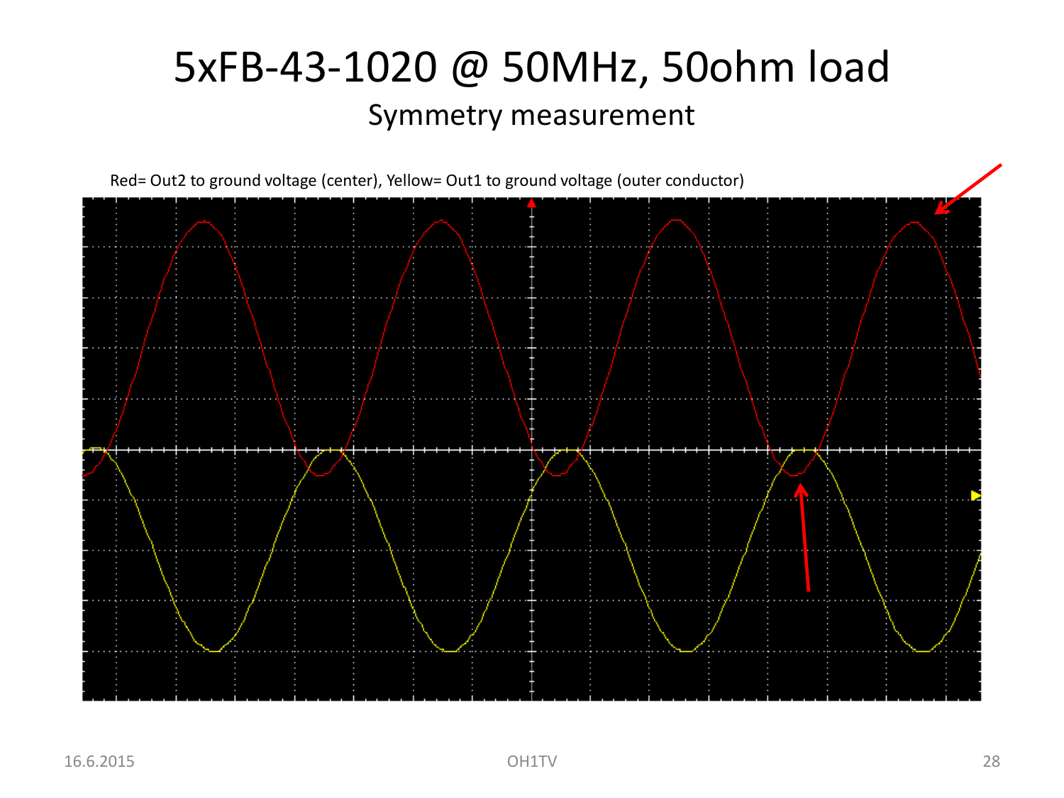# 5xFB-43-1020 @ 50MHz, 50ohm load

## Symmetry measurement

Red= Out2 to ground voltage (center), Yellow= Out1 to ground voltage (outer conductor)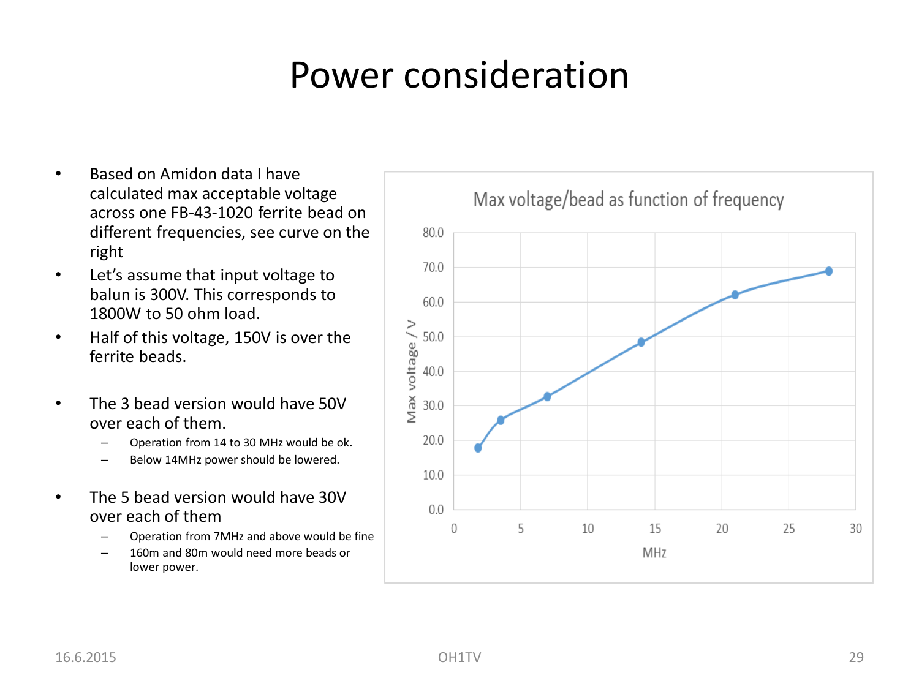# Power consideration

- Based on Amidon data I have calculated max acceptable voltage across one FB-43-1020 ferrite bead on different frequencies, see curve on the right
- Let's assume that input voltage to balun is 300V. This corresponds to 1800W to 50 ohm load.
- Half of this voltage, 150V is over the ferrite beads.

- The 3 bead version would have 50V over each of them.
  - Operation from 14 to 30 MHz would be ok.
  - Below 14MHz power should be lowered.

- The 5 bead version would have 30V over each of them
  - Operation from 7MHz and above would be fine
  - 160m and 80m would need more beads or lower power.

Max voltage/bead as function of frequency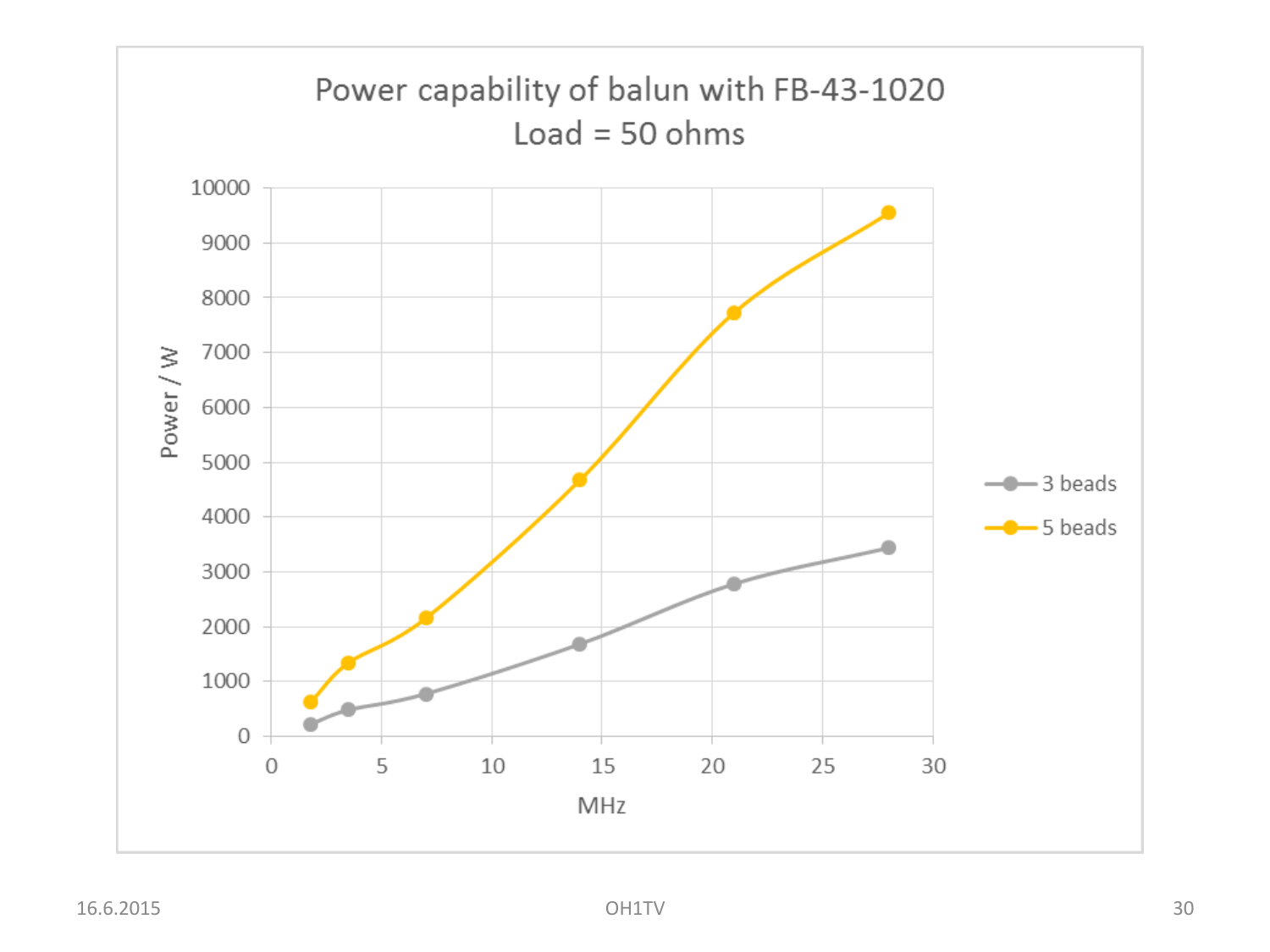# Power capability of balun with FB-43-1020
## Load = 50 ohms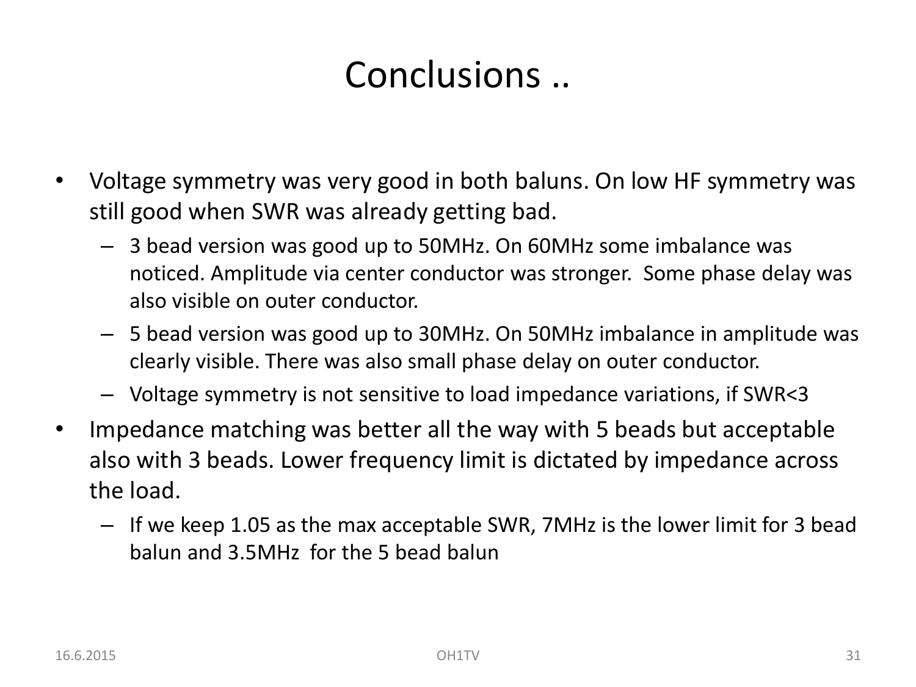# Conclusions ..

- Voltage symmetry was very good in both baluns. On low HF symmetry was still good when SWR was already getting bad.
  - 3 bead version was good up to 50MHz. On 60MHz some imbalance was noticed. Amplitude via center conductor was stronger. Some phase delay was also visible on outer conductor.
  - 5 bead version was good up to 30MHz. On 50MHz imbalance in amplitude was clearly visible. There was also small phase delay on outer conductor.
  - Voltage symmetry is not sensitive to load impedance variations, if SWR<3
- Impedance matching was better all the way with 5 beads but acceptable also with 3 beads. Lower frequency limit is dictated by impedance across the load.
  - If we keep 1.05 as the max acceptable SWR, 7MHz is the lower limit for 3 bead balun and 3.5MHz for the 5 bead balun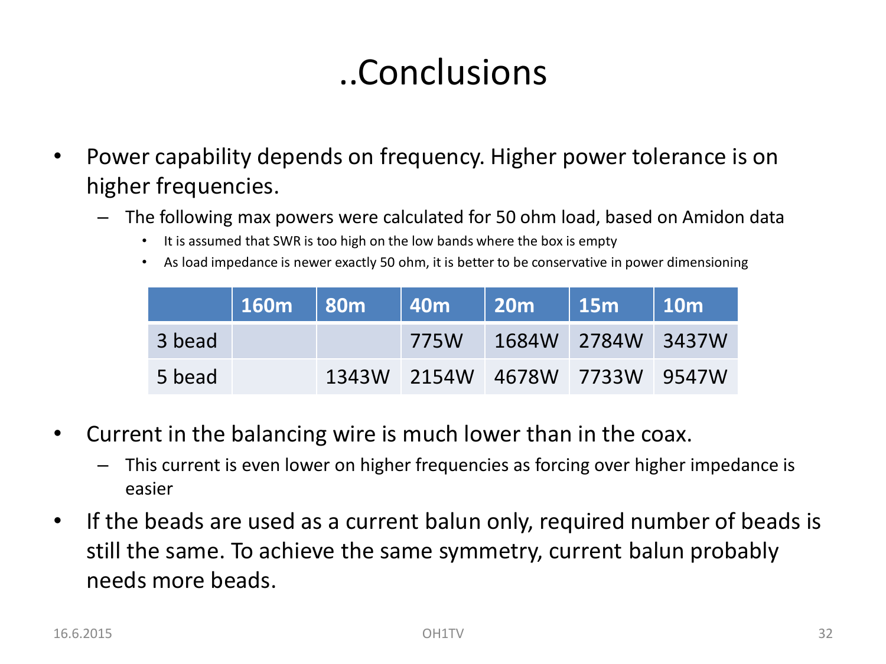# ..Conclusions

- Power capability depends on frequency. Higher power tolerance is on higher frequencies.
  - The following max powers were calculated for 50 ohm load, based on Amidon data
    - It is assumed that SWR is too high on the low bands where the box is empty
    - As load impedance is newer exactly 50 ohm, it is better to be conservative in power dimensioning

| | 160m | 80m | 40m | 20m | 15m | 10m |
|---|---|---|---|---|---|---|
| 3 bead | | | 775W | 1684W | 2784W | 3437W |
| 5 bead | | 1343W | 2154W | 4678W | 7733W | 9547W |

- Current in the balancing wire is much lower than in the coax.
  - This current is even lower on higher frequencies as forcing over higher impedance is easier
- If the beads are used as a current balun only, required number of beads is still the same. To achieve the same symmetry, current balun probably needs more beads.